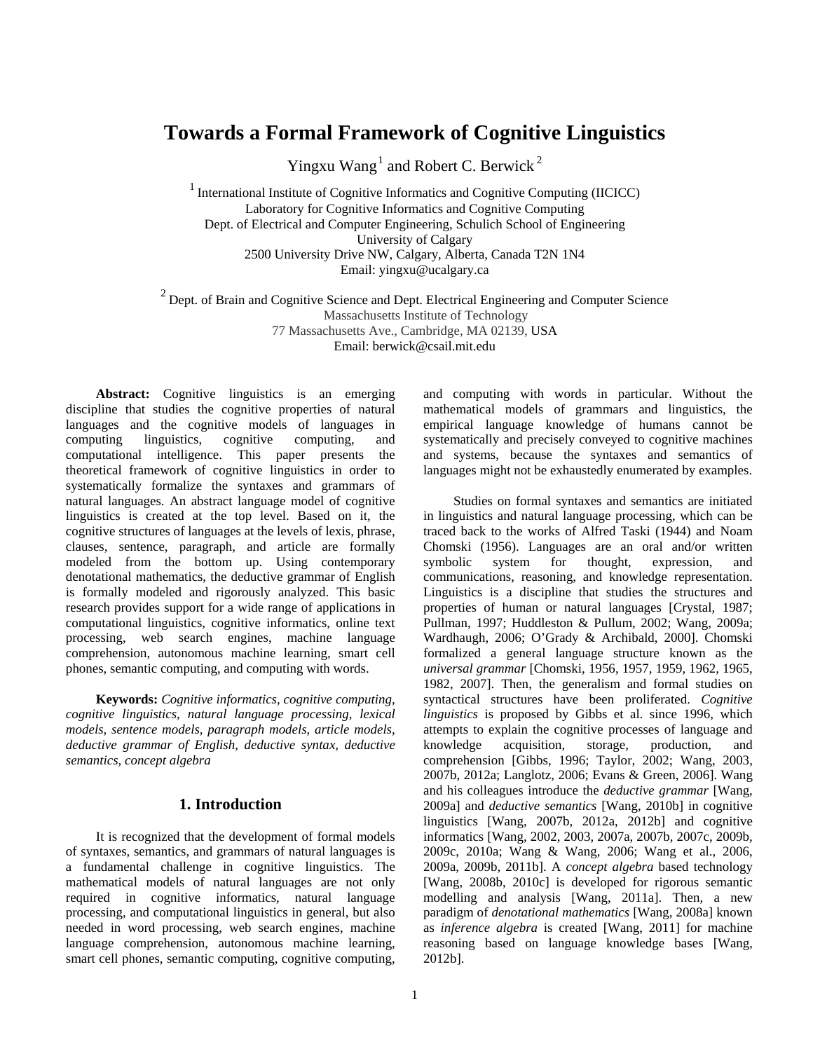# Towards a Formal Framework of Cognitive Linguistics

Yingxu Wang [1] and Robert C. Berwick [2]

[1] International Institute of Cognitive Informatics and Cognitive Computing (IICICC)
Laboratory for Cognitive Informatics and Cognitive Computing
Dept. of Electrical and Computer Engineering, Schulich School of Engineering
University of Calgary
2500 University Drive NW, Calgary, Alberta, Canada T2N 1N4
Email: yingxu@ucalgary.ca

[2] Dept. of Brain and Cognitive Science and Dept. Electrical Engineering and Computer Science
Massachusetts Institute of Technology
77 Massachusetts Ave., Cambridge, MA 02139, USA
Email: berwick@csail.mit.edu

**Abstract:** Cognitive linguistics is an emerging discipline that studies the cognitive properties of natural languages and the cognitive models of languages in computing linguistics, cognitive computing, and computational intelligence. This paper presents the theoretical framework of cognitive linguistics in order to systematically formalize the syntaxes and grammars of natural languages. An abstract language model of cognitive linguistics is created at the top level. Based on it, the cognitive structures of languages at the levels of lexis, phrase, clauses, sentence, paragraph, and article are formally modeled from the bottom up. Using contemporary denotational mathematics, the deductive grammar of English is formally modeled and rigorously analyzed. This basic research provides support for a wide range of applications in computational linguistics, cognitive informatics, online text processing, web search engines, machine language comprehension, autonomous machine learning, smart cell phones, semantic computing, and computing with words.

**Keywords:** *Cognitive informatics, cognitive computing, cognitive linguistics, natural language processing, lexical models, sentence models, paragraph models, article models, deductive grammar of English, deductive syntax, deductive semantics, concept algebra*

## 1. Introduction

It is recognized that the development of formal models of syntaxes, semantics, and grammars of natural languages is a fundamental challenge in cognitive linguistics. The mathematical models of natural languages are not only required in cognitive informatics, natural language processing, and computational linguistics in general, but also needed in word processing, web search engines, machine language comprehension, autonomous machine learning, smart cell phones, semantic computing, cognitive computing, and computing with words in particular. Without the mathematical models of grammars and linguistics, the empirical language knowledge of humans cannot be systematically and precisely conveyed to cognitive machines and systems, because the syntaxes and semantics of languages might not be exhaustedly enumerated by examples.

Studies on formal syntaxes and semantics are initiated in linguistics and natural language processing, which can be traced back to the works of Alfred Taski (1944) and Noam Chomski (1956). Languages are an oral and/or written symbolic system for thought, expression, and communications, reasoning, and knowledge representation. Linguistics is a discipline that studies the structures and properties of human or natural languages [Crystal, 1987; Pullman, 1997; Huddleston & Pullum, 2002; Wang, 2009a; Wardhaugh, 2006; O'Grady & Archibald, 2000]. Chomski formalized a general language structure known as the *universal grammar* [Chomski, 1956, 1957, 1959, 1962, 1965, 1982, 2007]. Then, the generalism and formal studies on syntactical structures have been proliferated. *Cognitive linguistics* is proposed by Gibbs et al. since 1996, which attempts to explain the cognitive processes of language and knowledge acquisition, storage, production, and comprehension [Gibbs, 1996; Taylor, 2002; Wang, 2003, 2007b, 2012a; Langlotz, 2006; Evans & Green, 2006]. Wang and his colleagues introduce the *deductive grammar* [Wang, 2009a] and *deductive semantics* [Wang, 2010b] in cognitive linguistics [Wang, 2007b, 2012a, 2012b] and cognitive informatics [Wang, 2002, 2003, 2007a, 2007b, 2007c, 2009b, 2009c, 2010a; Wang & Wang, 2006; Wang et al., 2006, 2009a, 2009b, 2011b]. A *concept algebra* based technology [Wang, 2008b, 2010c] is developed for rigorous semantic modelling and analysis [Wang, 2011a]. Then, a new paradigm of *denotational mathematics* [Wang, 2008a] known as *inference algebra* is created [Wang, 2011] for machine reasoning based on language knowledge bases [Wang, 2012b].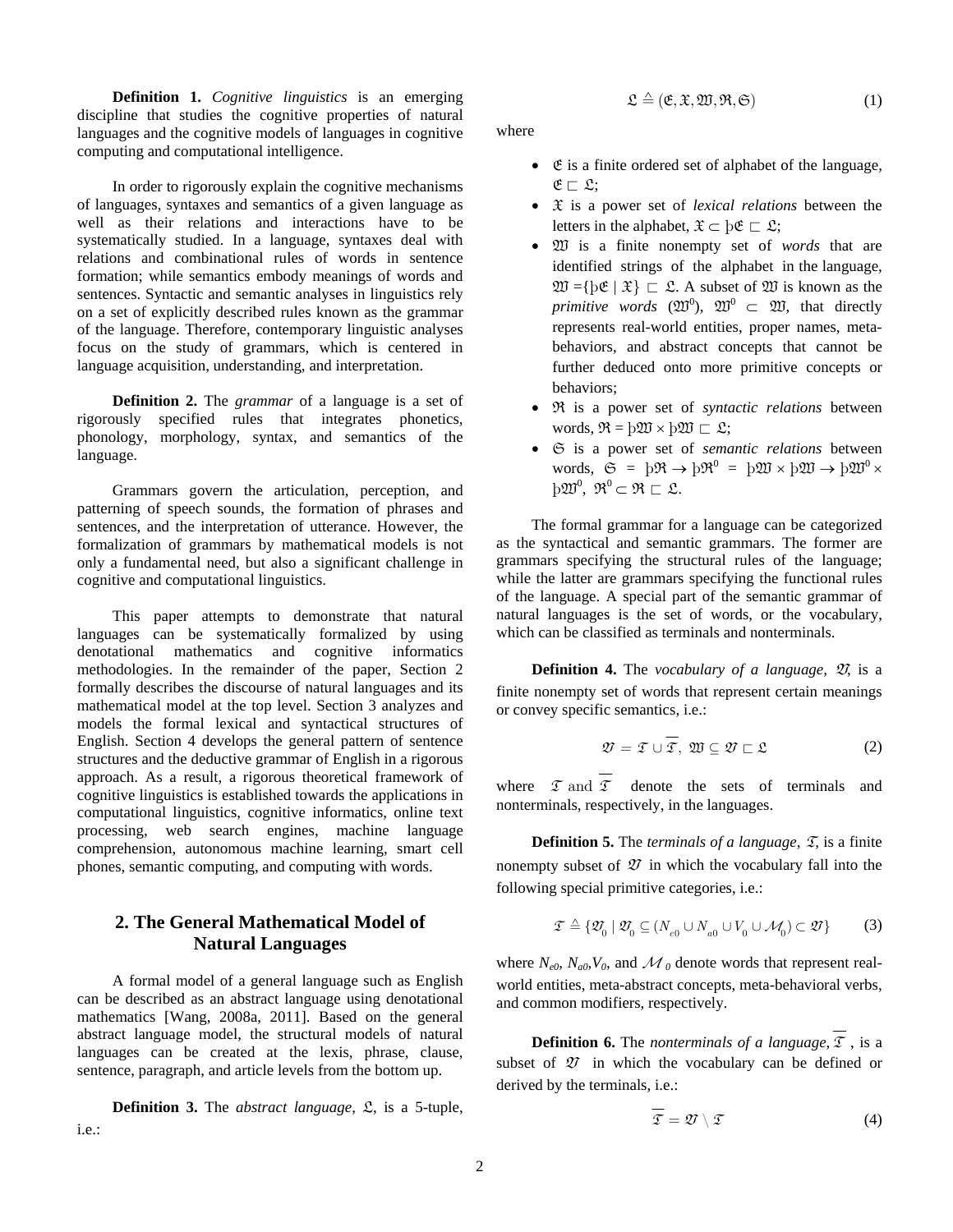**Definition 1.** *Cognitive linguistics* is an emerging discipline that studies the cognitive properties of natural languages and the cognitive models of languages in cognitive computing and computational intelligence.

In order to rigorously explain the cognitive mechanisms of languages, syntaxes and semantics of a given language as well as their relations and interactions have to be systematically studied. In a language, syntaxes deal with relations and combinational rules of words in sentence formation; while semantics embody meanings of words and sentences. Syntactic and semantic analyses in linguistics rely on a set of explicitly described rules known as the grammar of the language. Therefore, contemporary linguistic analyses focus on the study of grammars, which is centered in language acquisition, understanding, and interpretation.

**Definition 2.** The *grammar* of a language is a set of rigorously specified rules that integrates phonetics, phonology, morphology, syntax, and semantics of the language.

Grammars govern the articulation, perception, and patterning of speech sounds, the formation of phrases and sentences, and the interpretation of utterance. However, the formalization of grammars by mathematical models is not only a fundamental need, but also a significant challenge in cognitive and computational linguistics.

This paper attempts to demonstrate that natural languages can be systematically formalized by using denotational mathematics and cognitive informatics methodologies. In the remainder of the paper, Section 2 formally describes the discourse of natural languages and its mathematical model at the top level. Section 3 analyzes and models the formal lexical and syntactical structures of English. Section 4 develops the general pattern of sentence structures and the deductive grammar of English in a rigorous approach. As a result, a rigorous theoretical framework of cognitive linguistics is established towards the applications in computational linguistics, cognitive informatics, online text processing, web search engines, machine language comprehension, autonomous machine learning, smart cell phones, semantic computing, and computing with words.

## 2. The General Mathematical Model of Natural Languages

A formal model of a general language such as English can be described as an abstract language using denotational mathematics [Wang, 2008a, 2011]. Based on the general abstract language model, the structural models of natural languages can be created at the lexis, phrase, clause, sentence, paragraph, and article levels from the bottom up.

**Definition 3.** The *abstract language*, $\mathfrak{L}$, is a 5-tuple, i.e.:

$$\mathfrak{L} \triangleq (\mathfrak{E}, \mathfrak{X}, \mathfrak{W}, \mathfrak{R}, \mathfrak{S}) \tag{1}$$

where

- $\mathfrak{E}$ is a finite ordered set of alphabet of the language, $\mathfrak{E} \sqsubset \mathfrak{L}$;
- $\mathfrak{X}$ is a power set of *lexical relations* between the letters in the alphabet, $\mathfrak{X} \subset \flat\mathfrak{E} \sqsubset \mathfrak{L}$;
- $\mathfrak{W}$ is a finite nonempty set of *words* that are identified strings of the alphabet in the language, $\mathfrak{W} = \{\flat\mathfrak{E} \mid \mathfrak{X}\} \sqsubset \mathfrak{L}$. A subset of $\mathfrak{W}$ is known as the *primitive words* ($\mathfrak{W}^0$), $\mathfrak{W}^0 \subset \mathfrak{W}$, that directly represents real-world entities, proper names, meta-behaviors, and abstract concepts that cannot be further deduced onto more primitive concepts or behaviors;
- $\mathfrak{R}$ is a power set of *syntactic relations* between words, $\mathfrak{R} = \flat\mathfrak{W} \times \flat\mathfrak{W} \sqsubset \mathfrak{L}$;
- $\mathfrak{S}$ is a power set of *semantic relations* between words, $\mathfrak{S} = \flat\mathfrak{R} \to \flat\mathfrak{R}^0 = \flat\mathfrak{W} \times \flat\mathfrak{W} \to \flat\mathfrak{W}^0 \times \flat\mathfrak{W}^0$, $\mathfrak{R}^0 \subset \mathfrak{R} \sqsubset \mathfrak{L}$.

The formal grammar for a language can be categorized as the syntactical and semantic grammars. The former are grammars specifying the structural rules of the language; while the latter are grammars specifying the functional rules of the language. A special part of the semantic grammar of natural languages is the set of words, or the vocabulary, which can be classified as terminals and nonterminals.

**Definition 4.** The *vocabulary of a language*, $\mathfrak{V}$, is a finite nonempty set of words that represent certain meanings or convey specific semantics, i.e.:

$$\mathfrak{V} = \mathfrak{T} \cup \overline{\mathfrak{T}},\ \mathfrak{W} \subseteq \mathfrak{V} \sqsubset \mathfrak{L} \tag{2}$$

where $\mathfrak{T}$ and $\overline{\mathfrak{T}}$ denote the sets of terminals and nonterminals, respectively, in the languages.

**Definition 5.** The *terminals of a language*, $\mathfrak{T}$, is a finite nonempty subset of $\mathfrak{V}$ in which the vocabulary fall into the following special primitive categories, i.e.:

$$\mathfrak{T} \triangleq \{\mathfrak{V}_0 \mid \mathfrak{V}_0 \subseteq (N_{e0} \cup N_{a0} \cup V_0 \cup \mathcal{M}_0) \subset \mathfrak{V}\} \tag{3}$$

where $N_{e0}$, $N_{a0}$, $V_0$, and $\mathcal{M}_0$ denote words that represent real-world entities, meta-abstract concepts, meta-behavioral verbs, and common modifiers, respectively.

**Definition 6.** The *nonterminals of a language*, $\overline{\mathfrak{T}}$, is a subset of $\mathfrak{V}$ in which the vocabulary can be defined or derived by the terminals, i.e.:

$$\overline{\mathfrak{T}} = \mathfrak{V} \setminus \mathfrak{T} \tag{4}$$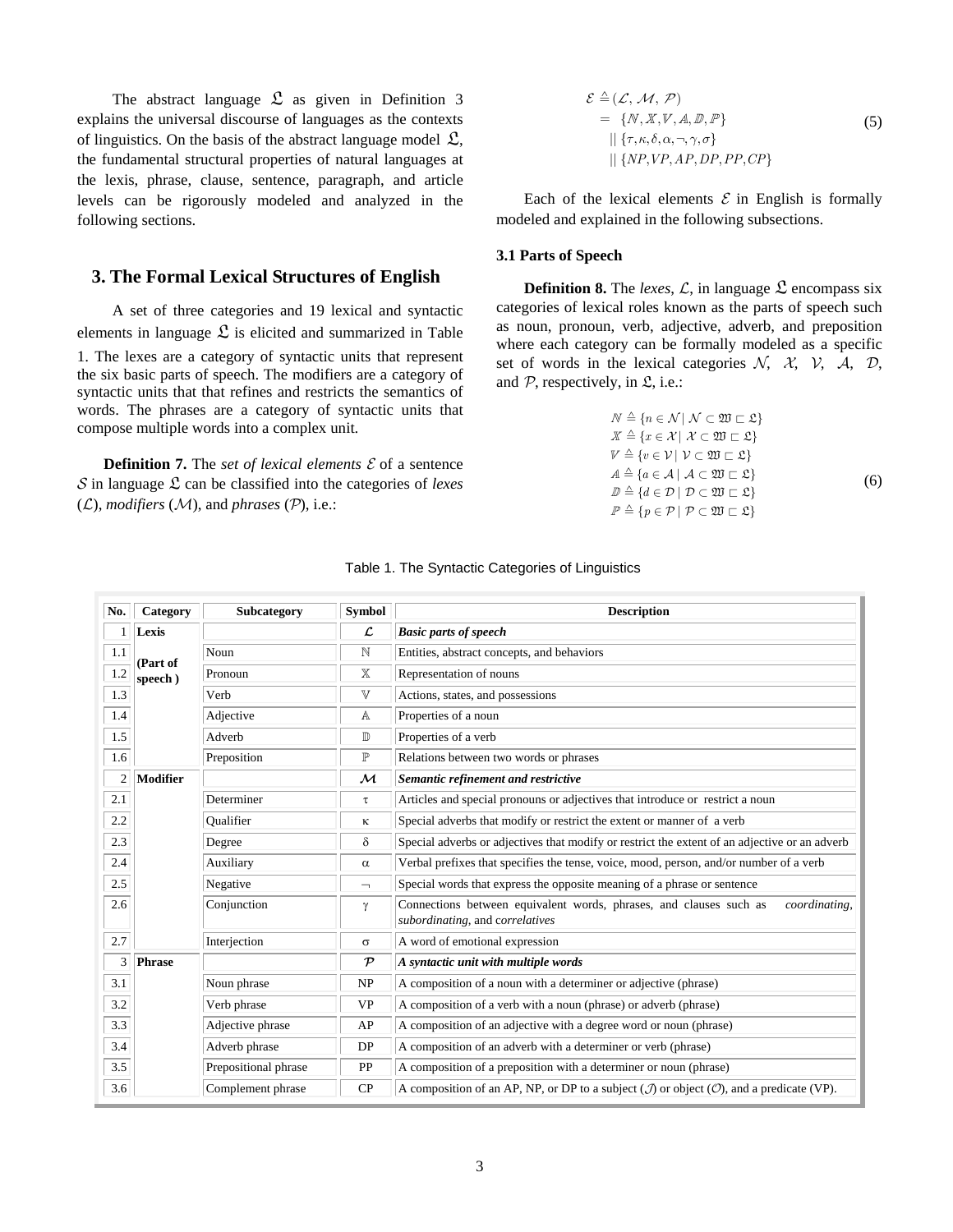The abstract language $\mathfrak{L}$ as given in Definition 3 explains the universal discourse of languages as the contexts of linguistics. On the basis of the abstract language model $\mathfrak{L}$, the fundamental structural properties of natural languages at the lexis, phrase, clause, sentence, paragraph, and article levels can be rigorously modeled and analyzed in the following sections.

# 3. The Formal Lexical Structures of English

A set of three categories and 19 lexical and syntactic elements in language $\mathfrak{L}$ is elicited and summarized in Table 1. The lexes are a category of syntactic units that represent the six basic parts of speech. The modifiers are a category of syntactic units that that refines and restricts the semantics of words. The phrases are a category of syntactic units that compose multiple words into a complex unit.

**Definition 7.** The *set of lexical elements* $\mathcal{E}$ of a sentence $\mathcal{S}$ in language $\mathfrak{L}$ can be classified into the categories of *lexes* ($\mathcal{L}$), *modifiers* ($\mathcal{M}$), and *phrases* ($\mathcal{P}$), i.e.:

$$
\begin{aligned}
\mathcal{E} &\triangleq (\mathcal{L}, \mathcal{M}, \mathcal{P}) \\
&= \{\mathbb{N}, \mathbb{X}, \mathbb{V}, \mathbb{A}, \mathbb{D}, \mathbb{P}\} \\
&\quad || \{\tau, \kappa, \delta, \alpha, \neg, \gamma, \sigma\} \\
&\quad || \{NP, VP, AP, DP, PP, CP\}
\end{aligned}
\tag{5}
$$

Each of the lexical elements $\mathcal{E}$ in English is formally modeled and explained in the following subsections.

### 3.1 Parts of Speech

**Definition 8.** The *lexes*, $\mathcal{L}$, in language $\mathfrak{L}$ encompass six categories of lexical roles known as the parts of speech such as noun, pronoun, verb, adjective, adverb, and preposition where each category can be formally modeled as a specific set of words in the lexical categories $\mathcal{N}$, $\mathcal{X}$, $\mathcal{V}$, $\mathcal{A}$, $\mathcal{D}$, and $\mathcal{P}$, respectively, in $\mathfrak{L}$, i.e.:

$$
\begin{aligned}
\mathbb{N} &\triangleq \{n \in \mathcal{N} \mid \mathcal{N} \subset \mathfrak{W} \sqsubset \mathfrak{L}\} \\
\mathbb{X} &\triangleq \{x \in \mathcal{X} \mid \mathcal{X} \subset \mathfrak{W} \sqsubset \mathfrak{L}\} \\
\mathbb{V} &\triangleq \{v \in \mathcal{V} \mid \mathcal{V} \subset \mathfrak{W} \sqsubset \mathfrak{L}\} \\
\mathbb{A} &\triangleq \{a \in \mathcal{A} \mid \mathcal{A} \subset \mathfrak{W} \sqsubset \mathfrak{L}\} \\
\mathbb{D} &\triangleq \{d \in \mathcal{D} \mid \mathcal{D} \subset \mathfrak{W} \sqsubset \mathfrak{L}\} \\
\mathbb{P} &\triangleq \{p \in \mathcal{P} \mid \mathcal{P} \subset \mathfrak{W} \sqsubset \mathfrak{L}\}
\end{aligned}
\tag{6}
$$

Table 1. The Syntactic Categories of Linguistics

| No. | Category | Subcategory | Symbol | Description |
|---|---|---|---|---|
| 1 | Lexis | | $\mathcal{L}$ | ***Basic parts of speech*** |
| 1.1 | (Part of speech ) | Noun | $\mathbb{N}$ | Entities, abstract concepts, and behaviors |
| 1.2 | | Pronoun | $\mathbb{X}$ | Representation of nouns |
| 1.3 | | Verb | $\mathbb{V}$ | Actions, states, and possessions |
| 1.4 | | Adjective | $\mathbb{A}$ | Properties of a noun |
| 1.5 | | Adverb | $\mathbb{D}$ | Properties of a verb |
| 1.6 | | Preposition | $\mathbb{P}$ | Relations between two words or phrases |
| 2 | Modifier | | $\mathcal{M}$ | ***Semantic refinement and restrictive*** |
| 2.1 | | Determiner | $\tau$ | Articles and special pronouns or adjectives that introduce or restrict a noun |
| 2.2 | | Qualifier | $\kappa$ | Special adverbs that modify or restrict the extent or manner of a verb |
| 2.3 | | Degree | $\delta$ | Special adverbs or adjectives that modify or restrict the extent of an adjective or an adverb |
| 2.4 | | Auxiliary | $\alpha$ | Verbal prefixes that specifies the tense, voice, mood, person, and/or number of a verb |
| 2.5 | | Negative | $\neg$ | Special words that express the opposite meaning of a phrase or sentence |
| 2.6 | | Conjunction | $\gamma$ | Connections between equivalent words, phrases, and clauses such as *coordinating*, *subordinating*, and *correlatives* |
| 2.7 | | Interjection | $\sigma$ | A word of emotional expression |
| 3 | Phrase | | $\mathcal{P}$ | ***A syntactic unit with multiple words*** |
| 3.1 | | Noun phrase | NP | A composition of a noun with a determiner or adjective (phrase) |
| 3.2 | | Verb phrase | VP | A composition of a verb with a noun (phrase) or adverb (phrase) |
| 3.3 | | Adjective phrase | AP | A composition of an adjective with a degree word or noun (phrase) |
| 3.4 | | Adverb phrase | DP | A composition of an adverb with a determiner or verb (phrase) |
| 3.5 | | Prepositional phrase | PP | A composition of a preposition with a determiner or noun (phrase) |
| 3.6 | | Complement phrase | CP | A composition of an AP, NP, or DP to a subject ($\mathcal{J}$) or object ($\mathcal{O}$), and a predicate (VP). |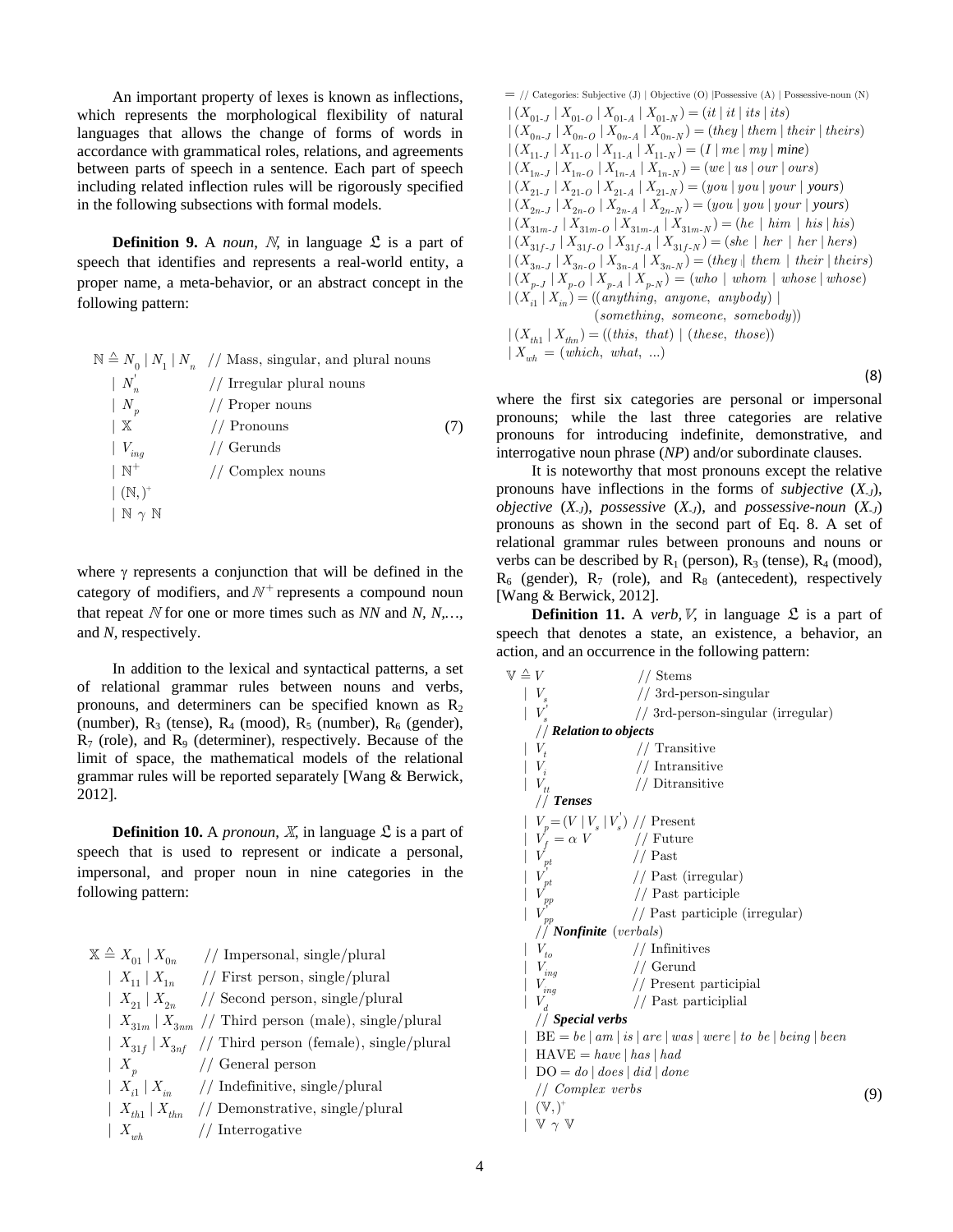An important property of lexes is known as inflections, which represents the morphological flexibility of natural languages that allows the change of forms of words in accordance with grammatical roles, relations, and agreements between parts of speech in a sentence. Each part of speech including related inflection rules will be rigorously specified in the following subsections with formal models.

**Definition 9.** A *noun*, $\mathbb{N}$, in language $\mathfrak{L}$ is a part of speech that identifies and represents a real-world entity, a proper name, a meta-behavior, or an abstract concept in the following pattern:

$$
\begin{aligned}
\mathbb{N} \triangleq\ & N_0 \mid N_1 \mid N_n && \text{// Mass, singular, and plural nouns} \\
\mid\ & N_n^{'} && \text{// Irregular plural nouns} \\
\mid\ & N_p && \text{// Proper nouns} \\
\mid\ & \mathbb{X} && \text{// Pronouns} \\
\mid\ & V_{ing} && \text{// Gerunds} \\
\mid\ & \mathbb{N}^{+} && \text{// Complex nouns} \\
\mid\ & (\mathbb{N},)^{+} && \\
\mid\ & \mathbb{N}\ \gamma\ \mathbb{N} &&
\end{aligned}
\tag{7}
$$

where $\gamma$ represents a conjunction that will be defined in the category of modifiers, and $\mathbb{N}^{+}$ represents a compound noun that repeat $\mathbb{N}$ for one or more times such as *NN* and *N, N,…,* and *N*, respectively.

In addition to the lexical and syntactical patterns, a set of relational grammar rules between nouns and verbs, pronouns, and determiners can be specified known as $R_2$ (number), $R_3$ (tense), $R_4$ (mood), $R_5$ (number), $R_6$ (gender), $R_7$ (role), and $R_9$ (determiner), respectively. Because of the limit of space, the mathematical models of the relational grammar rules will be reported separately [Wang & Berwick, 2012].

**Definition 10.** A *pronoun*, $\mathbb{X}$, in language $\mathfrak{L}$ is a part of speech that is used to represent or indicate a personal, impersonal, and proper noun in nine categories in the following pattern:

$$
\begin{aligned}
\mathbb{X} \triangleq\ & X_{01} \mid X_{0n} && \text{// Impersonal, single/plural} \\
\mid\ & X_{11} \mid X_{1n} && \text{// First person, single/plural} \\
\mid\ & X_{21} \mid X_{2n} && \text{// Second person, single/plural} \\
\mid\ & X_{31m} \mid X_{3nm} && \text{// Third person (male), single/plural} \\
\mid\ & X_{31f} \mid X_{3nf} && \text{// Third person (female), single/plural} \\
\mid\ & X_p && \text{// General person} \\
\mid\ & X_{i1} \mid X_{in} && \text{// Indefinitive, single/plural} \\
\mid\ & X_{th1} \mid X_{thn} && \text{// Demonstrative, single/plural} \\
\mid\ & X_{wh} && \text{// Interrogative} \\
=\ & && \text{// Categories: Subjective (J) | Objective (O) |Possessive (A) | Possessive-noun (N)} \\
\mid\ & (X_{01\text{-}J} \mid X_{01\text{-}O} \mid X_{01\text{-}A} \mid X_{01\text{-}N}) = (it \mid it \mid its \mid its) \\
\mid\ & (X_{0n\text{-}J} \mid X_{0n\text{-}O} \mid X_{0n\text{-}A} \mid X_{0n\text{-}N}) = (they \mid them \mid their \mid theirs) \\
\mid\ & (X_{11\text{-}J} \mid X_{11\text{-}O} \mid X_{11\text{-}A} \mid X_{11\text{-}N}) = (I \mid me \mid my \mid mine) \\
\mid\ & (X_{1n\text{-}J} \mid X_{1n\text{-}O} \mid X_{1n\text{-}A} \mid X_{1n\text{-}N}) = (we \mid us \mid our \mid ours) \\
\mid\ & (X_{21\text{-}J} \mid X_{21\text{-}O} \mid X_{21\text{-}A} \mid X_{21\text{-}N}) = (you \mid you \mid your \mid yours) \\
\mid\ & (X_{2n\text{-}J} \mid X_{2n\text{-}O} \mid X_{2n\text{-}A} \mid X_{2n\text{-}N}) = (you \mid you \mid your \mid yours) \\
\mid\ & (X_{31m\text{-}J} \mid X_{31m\text{-}O} \mid X_{31m\text{-}A} \mid X_{31m\text{-}N}) = (he \mid him \mid his \mid his) \\
\mid\ & (X_{31f\text{-}J} \mid X_{31f\text{-}O} \mid X_{31f\text{-}A} \mid X_{31f\text{-}N}) = (she \mid her \mid her \mid hers) \\
\mid\ & (X_{3n\text{-}J} \mid X_{3n\text{-}O} \mid X_{3n\text{-}A} \mid X_{3n\text{-}N}) = (they \mid them \mid their \mid theirs) \\
\mid\ & (X_{p\text{-}J} \mid X_{p\text{-}O} \mid X_{p\text{-}A} \mid X_{p\text{-}N}) = (who \mid whom \mid whose \mid whose) \\
\mid\ & (X_{i1} \mid X_{in}) = ((anything,\ anyone,\ anybody) \mid (something,\ someone,\ somebody)) \\
\mid\ & (X_{th1} \mid X_{thn}) = ((this,\ that) \mid (these,\ those)) \\
\mid\ & X_{wh} = (which,\ what,\ ...)
\end{aligned}
\tag{8}
$$

where the first six categories are personal or impersonal pronouns; while the last three categories are relative pronouns for introducing indefinite, demonstrative, and interrogative noun phrase (*NP*) and/or subordinate clauses.

It is noteworthy that most pronouns except the relative pronouns have inflections in the forms of *subjective* ($X_{\text{-}J}$), *objective* ($X_{\text{-}J}$), *possessive* ($X_{\text{-}J}$), and *possessive-noun* ($X_{\text{-}J}$) pronouns as shown in the second part of Eq. 8. A set of relational grammar rules between pronouns and nouns or verbs can be described by $R_1$ (person), $R_3$ (tense), $R_4$ (mood), $R_6$ (gender), $R_7$ (role), and $R_8$ (antecedent), respectively [Wang & Berwick, 2012].

**Definition 11.** A *verb*, $\mathbb{V}$, in language $\mathfrak{L}$ is a part of speech that denotes a state, an existence, a behavior, an action, and an occurrence in the following pattern:

$$
\begin{aligned}
\mathbb{V} \triangleq\ & V && \text{// Stems} \\
\mid\ & V_s && \text{// 3rd-person-singular} \\
\mid\ & V_s^{'} && \text{// 3rd-person-singular (irregular)} \\
& && \text{// \textbf{Relation to objects}} \\
\mid\ & V_t && \text{// Transitive} \\
\mid\ & V_i && \text{// Intransitive} \\
\mid\ & V_{tt} && \text{// Ditransitive} \\
& && \text{// \textbf{Tenses}} \\
\mid\ & V_p = (V \mid V_s \mid V_s^{'}) && \text{// Present} \\
\mid\ & V_f = \alpha\ V && \text{// Future} \\
\mid\ & V_{pt} && \text{// Past} \\
\mid\ & V_{pt}^{'} && \text{// Past (irregular)} \\
\mid\ & V_{pp} && \text{// Past participle} \\
\mid\ & V_{pp}^{'} && \text{// Past participle (irregular)} \\
& && \text{// \textbf{Nonfinite} (verbals)} \\
\mid\ & V_{to} && \text{// Infinitives} \\
\mid\ & V_{ing} && \text{// Gerund} \\
\mid\ & V_{ing} && \text{// Present participial} \\
\mid\ & V_d && \text{// Past participlial} \\
& && \text{// \textbf{Special verbs}} \\
\mid\ & \text{BE} = be \mid am \mid is \mid are \mid was \mid were \mid to\ be \mid being \mid been \\
\mid\ & \text{HAVE} = have \mid has \mid had \\
\mid\ & \text{DO} = do \mid does \mid did \mid done \\
& && \text{// Complex verbs} \\
\mid\ & (\mathbb{V},)^{+} \\
\mid\ & \mathbb{V}\ \gamma\ \mathbb{V}
\end{aligned}
\tag{9}
$$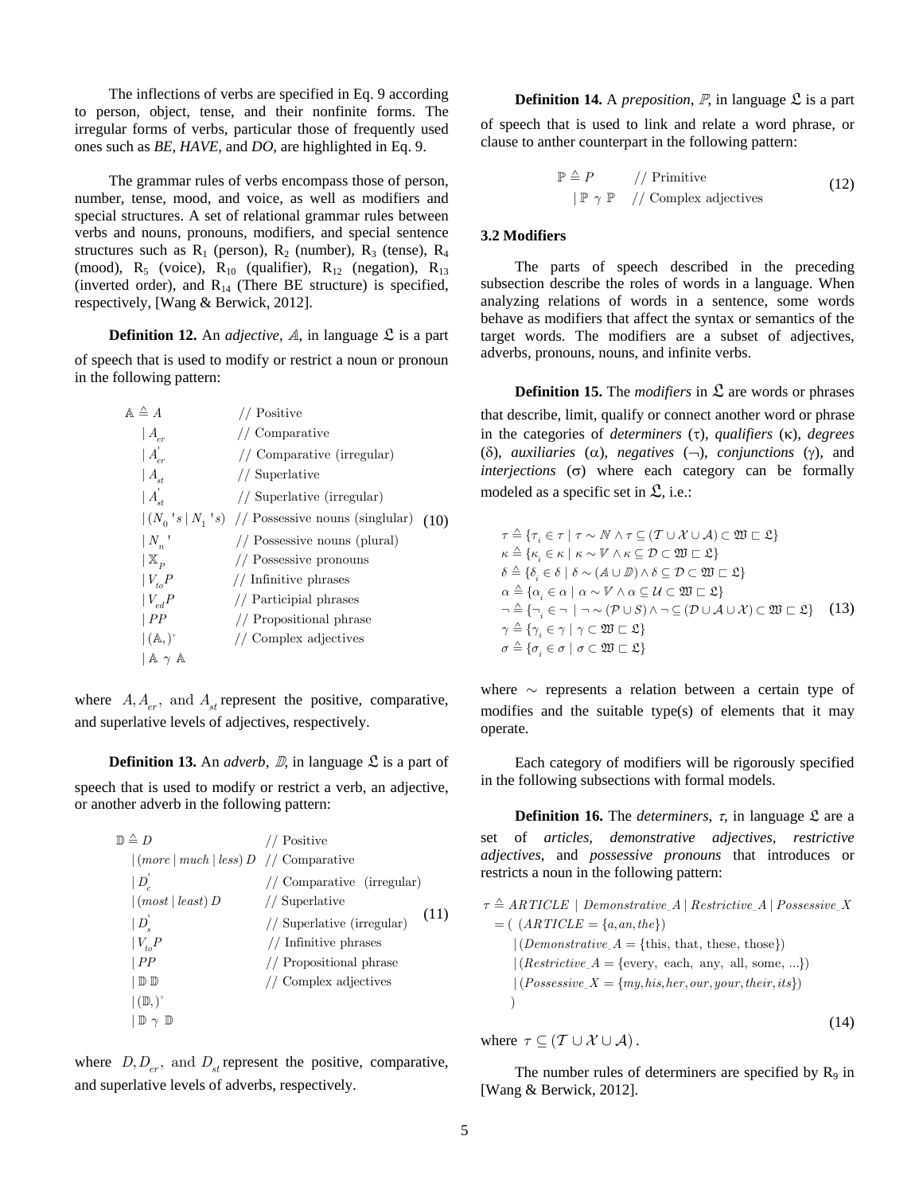The inflections of verbs are specified in Eq. 9 according to person, object, tense, and their nonfinite forms. The irregular forms of verbs, particular those of frequently used ones such as *BE*, *HAVE*, and *DO*, are highlighted in Eq. 9.

The grammar rules of verbs encompass those of person, number, tense, mood, and voice, as well as modifiers and special structures. A set of relational grammar rules between verbs and nouns, pronouns, modifiers, and special sentence structures such as $R_1$ (person), $R_2$ (number), $R_3$ (tense), $R_4$ (mood), $R_5$ (voice), $R_{10}$ (qualifier), $R_{12}$ (negation), $R_{13}$ (inverted order), and $R_{14}$ (There BE structure) is specified, respectively, [Wang & Berwick, 2012].

**Definition 12.** An *adjective*, $\mathbb{A}$, in language $\mathfrak{L}$ is a part of speech that is used to modify or restrict a noun or pronoun in the following pattern:

$$
\begin{aligned}
\mathbb{A} \triangleq\ & A && // \text{ Positive} \\
|\ & A_{er} && // \text{ Comparative} \\
|\ & A_{er}^{'} && // \text{ Comparative (irregular)} \\
|\ & A_{st} && // \text{ Superlative} \\
|\ & A_{st}^{'} && // \text{ Superlative (irregular)} \\
|\ & (N_0\text{ 's} \mid N_1\text{ 's}) && // \text{ Possessive nouns (singlular)} \\
|\ & N_n\text{ '} && // \text{ Possessive nouns (plural)} \\
|\ & \mathbb{X}_P && // \text{ Possessive pronouns} \\
|\ & V_{to}P && // \text{ Infinitive phrases} \\
|\ & V_{ed}P && // \text{ Participial phrases} \\
|\ & PP && // \text{ Propositional phrase} \\
|\ & (\mathbb{A},)^{+} && // \text{ Complex adjectives} \\
|\ & \mathbb{A}\ \gamma\ \mathbb{A}
\end{aligned}
\tag{10}
$$

where $A, A_{er}$, and $A_{st}$ represent the positive, comparative, and superlative levels of adjectives, respectively.

**Definition 13.** An *adverb*, $\mathbb{D}$, in language $\mathfrak{L}$ is a part of speech that is used to modify or restrict a verb, an adjective, or another adverb in the following pattern:

$$
\begin{aligned}
\mathbb{D} \triangleq\ & D && // \text{ Positive} \\
|\ & (more \mid much \mid less)\ D && // \text{ Comparative} \\
|\ & D_c^{'} && // \text{ Comparative (irregular)} \\
|\ & (most \mid least)\ D && // \text{ Superlative} \\
|\ & D_s^{'} && // \text{ Superlative (irregular)} \\
|\ & V_{to}P && // \text{ Infinitive phrases} \\
|\ & PP && // \text{ Propositional phrase} \\
|\ & \mathbb{D}\ \mathbb{D} && // \text{ Complex adjectives} \\
|\ & (\mathbb{D},)^{+} \\
|\ & \mathbb{D}\ \gamma\ \mathbb{D}
\end{aligned}
\tag{11}
$$

where $D, D_{er}$, and $D_{st}$ represent the positive, comparative, and superlative levels of adverbs, respectively.

**Definition 14.** A *preposition*, $\mathbb{P}$, in language $\mathfrak{L}$ is a part of speech that is used to link and relate a word phrase, or clause to anther counterpart in the following pattern:

$$
\begin{aligned}
\mathbb{P} \triangleq\ & P && // \text{ Primitive} \\
|\ & \mathbb{P}\ \gamma\ \mathbb{P} && // \text{ Complex adjectives}
\end{aligned}
\tag{12}
$$

### 3.2 Modifiers

The parts of speech described in the preceding subsection describe the roles of words in a language. When analyzing relations of words in a sentence, some words behave as modifiers that affect the syntax or semantics of the target words. The modifiers are a subset of adjectives, adverbs, pronouns, nouns, and infinite verbs.

**Definition 15.** The *modifiers* in $\mathfrak{L}$ are words or phrases that describe, limit, qualify or connect another word or phrase in the categories of *determiners* ($\tau$), *qualifiers* ($\kappa$), *degrees* ($\delta$), *auxiliaries* ($\alpha$), *negatives* ($\neg$), *conjunctions* ($\gamma$), and *interjections* ($\sigma$) where each category can be formally modeled as a specific set in $\mathfrak{L}$, i.e.:

$$
\begin{aligned}
&\tau \triangleq \{\tau_i \in \tau \mid \tau \sim \mathbb{N} \wedge \tau \subseteq (\mathcal{T} \cup \mathcal{X} \cup \mathcal{A}) \subset \mathfrak{W} \sqsubset \mathfrak{L}\} \\
&\kappa \triangleq \{\kappa_i \in \kappa \mid \kappa \sim \mathbb{V} \wedge \kappa \subseteq \mathcal{D} \subset \mathfrak{W} \sqsubset \mathfrak{L}\} \\
&\delta \triangleq \{\delta_i \in \delta \mid \delta \sim (\mathbb{A} \cup \mathbb{D}) \wedge \delta \subseteq \mathcal{D} \subset \mathfrak{W} \sqsubset \mathfrak{L}\} \\
&\alpha \triangleq \{\alpha_i \in \alpha \mid \alpha \sim \mathbb{V} \wedge \alpha \subseteq \mathcal{U} \subset \mathfrak{W} \sqsubset \mathfrak{L}\} \\
&\neg \triangleq \{\neg_i \in \neg \mid \neg \sim (\mathcal{P} \cup S) \wedge \neg \subseteq (\mathcal{D} \cup \mathcal{A} \cup \mathcal{X}) \subset \mathfrak{W} \sqsubset \mathfrak{L}\} \\
&\gamma \triangleq \{\gamma_i \in \gamma \mid \gamma \subset \mathfrak{W} \sqsubset \mathfrak{L}\} \\
&\sigma \triangleq \{\sigma_i \in \sigma \mid \sigma \subset \mathfrak{W} \sqsubset \mathfrak{L}\}
\end{aligned}
\tag{13}
$$

where $\sim$ represents a relation between a certain type of modifies and the suitable type(s) of elements that it may operate.

Each category of modifiers will be rigorously specified in the following subsections with formal models.

**Definition 16.** The *determiners*, $\tau$, in language $\mathfrak{L}$ are a set of *articles*, *demonstrative adjectives*, *restrictive adjectives*, and *possessive pronouns* that introduces or restricts a noun in the following pattern:

$$
\begin{aligned}
\tau \triangleq\ & ARTICLE \mid Demonstrative\_A \mid Restrictive\_A \mid Possessive\_X \\
=\ & (\ (ARTICLE = \{a, an, the\}) \\
& \mid (Demonstrative\_A = \{\text{this, that, these, those}\}) \\
& \mid (Restrictive\_A = \{\text{every, each, any, all, some, ...}\}) \\
& \mid (Possessive\_X = \{my, his, her, our, your, their, its\}) \\
& )
\end{aligned}
\tag{14}
$$

where $\tau \subseteq (\mathcal{T} \cup \mathcal{X} \cup \mathcal{A})$.

The number rules of determiners are specified by $R_9$ in [Wang & Berwick, 2012].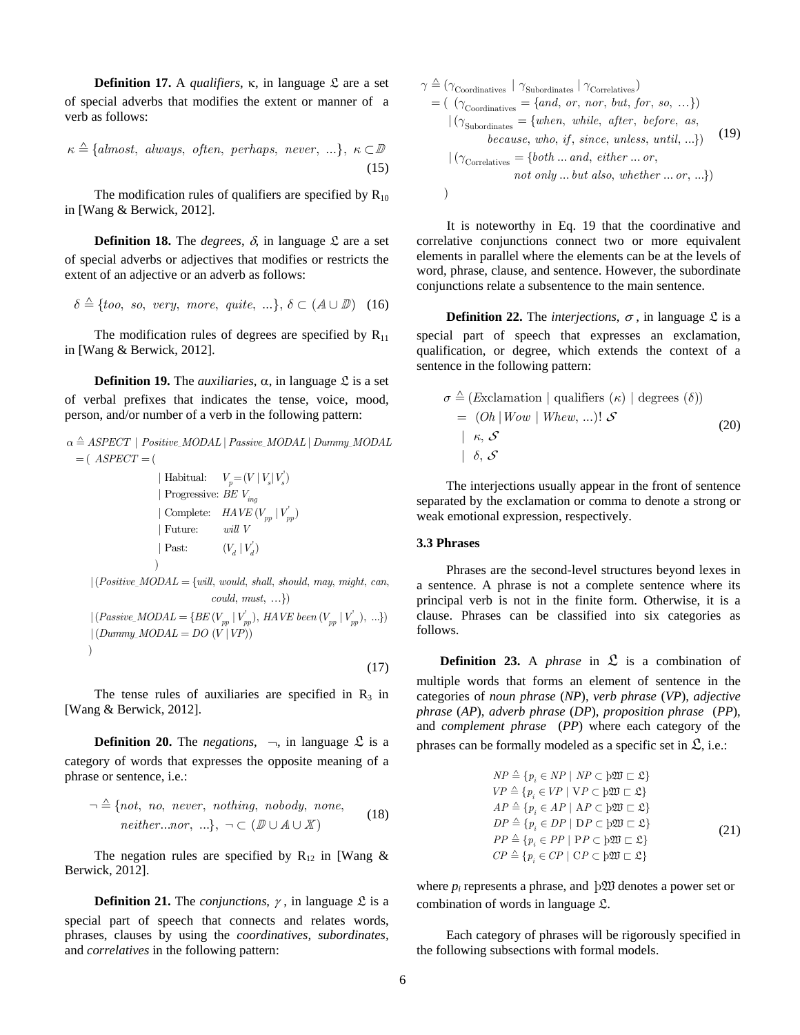**Definition 17.** A *qualifiers*, κ, in language $\mathfrak{L}$ are a set of special adverbs that modifies the extent or manner of a verb as follows:

$$\kappa \triangleq \{almost,\ always,\ often,\ perhaps,\ never,\ ...\},\ \kappa \subset \mathbb{D} \tag{15}$$

The modification rules of qualifiers are specified by $R_{10}$ in [Wang & Berwick, 2012].

**Definition 18.** The *degrees*, δ, in language $\mathfrak{L}$ are a set of special adverbs or adjectives that modifies or restricts the extent of an adjective or an adverb as follows:

$$\delta \triangleq \{too,\ so,\ very,\ more,\ quite,\ ...\},\ \delta \subset (\mathbb{A} \cup \mathbb{D}) \tag{16}$$

The modification rules of degrees are specified by $R_{11}$ in [Wang & Berwick, 2012].

**Definition 19.** The *auxiliaries*, α, in language $\mathfrak{L}$ is a set of verbal prefixes that indicates the tense, voice, mood, person, and/or number of a verb in the following pattern:

$$\begin{aligned}
\alpha \triangleq\ & ASPECT \mid Positive\_MODAL \mid Passive\_MODAL \mid Dummy\_MODAL \\
= (\ & ASPECT = ( \\
& \quad \mid \text{Habitual:} \quad V_p = (V \mid V_s \mid V_s^{'}) \\
& \quad \mid \text{Progressive: } BE\ V_{ing} \\
& \quad \mid \text{Complete:} \quad HAVE\,(V_{pp} \mid V_{pp}^{'}) \\
& \quad \mid \text{Future:} \quad will\ V \\
& \quad \mid \text{Past:} \quad (V_d \mid V_d^{'}) \\
& \quad ) \\
& \mid (Positive\_MODAL = \{will,\ would,\ shall,\ should,\ may,\ might,\ can, \\
& \qquad could,\ must,\ ...\}) \\
& \mid (Passive\_MODAL = \{BE\,(V_{pp} \mid V_{pp}^{'}),\ HAVE\ been\,(V_{pp} \mid V_{pp}^{'}),\ ...\}) \\
& \mid (Dummy\_MODAL = DO\ (V \mid VP)) \\
)
\end{aligned} \tag{17}$$

The tense rules of auxiliaries are specified in $R_3$ in [Wang & Berwick, 2012].

**Definition 20.** The *negations*, ¬, in language $\mathfrak{L}$ is a category of words that expresses the opposite meaning of a phrase or sentence, i.e.:

$$\begin{aligned}\neg \triangleq \{&not,\ no,\ never,\ nothing,\ nobody,\ none, \\ &neither...nor,\ ...\},\ \neg \subset (\mathbb{D} \cup \mathbb{A} \cup \mathbb{X})\end{aligned} \tag{18}$$

The negation rules are specified by $R_{12}$ in [Wang & Berwick, 2012].

**Definition 21.** The *conjunctions*, $\gamma$, in language $\mathfrak{L}$ is a special part of speech that connects and relates words, phrases, clauses by using the *coordinatives*, *subordinates*, and *correlatives* in the following pattern:

$$\begin{aligned}
\gamma \triangleq\ & (\gamma_{\text{Coordinatives}} \mid \gamma_{\text{Subordinates}} \mid \gamma_{\text{Correlatives}}) \\
= (\ & (\gamma_{\text{Coordinatives}} = \{and,\ or,\ nor,\ but,\ for,\ so,\ ...\}) \\
& \mid (\gamma_{\text{Subordinates}} = \{when,\ while,\ after,\ before,\ as, \\
& \qquad because,\ who,\ if,\ since,\ unless,\ until,\ ...\}) \\
& \mid (\gamma_{\text{Correlatives}} = \{both\ ...\ and,\ either\ ...\ or, \\
& \qquad not\ only\ ...\ but\ also,\ whether\ ...\ or,\ ...\}) \\
)
\end{aligned} \tag{19}$$

It is noteworthy in Eq. 19 that the coordinative and correlative conjunctions connect two or more equivalent elements in parallel where the elements can be at the levels of word, phrase, clause, and sentence. However, the subordinate conjunctions relate a subsentence to the main sentence.

**Definition 22.** The *interjections*, $\sigma$, in language $\mathfrak{L}$ is a special part of speech that expresses an exclamation, qualification, or degree, which extends the context of a sentence in the following pattern:

$$\begin{aligned}
\sigma \triangleq\ & (Exclamation \mid \text{qualifiers } (\kappa) \mid \text{degrees } (\delta)) \\
=\ & (Oh \mid Wow \mid Whew,\ ...)!\ \mathcal{S} \\
& \mid\ \kappa,\ \mathcal{S} \\
& \mid\ \delta,\ \mathcal{S}
\end{aligned} \tag{20}$$

The interjections usually appear in the front of sentence separated by the exclamation or comma to denote a strong or weak emotional expression, respectively.

### 3.3 Phrases

Phrases are the second-level structures beyond lexes in a sentence. A phrase is not a complete sentence where its principal verb is not in the finite form. Otherwise, it is a clause. Phrases can be classified into six categories as follows.

**Definition 23.** A *phrase* in $\mathfrak{L}$ is a combination of multiple words that forms an element of sentence in the categories of *noun phrase* (*NP*), *verb phrase* (*VP*), *adjective phrase* (*AP*), *adverb phrase* (*DP*), *proposition phrase* (*PP*), and *complement phrase* (*PP*) where each category of the phrases can be formally modeled as a specific set in $\mathfrak{L}$, i.e.:

$$\begin{aligned}
NP &\triangleq \{p_i \in NP \mid NP \subset \text{Þ}\mathfrak{W} \sqsubset \mathfrak{L}\} \\
VP &\triangleq \{p_i \in VP \mid VP \subset \text{Þ}\mathfrak{W} \sqsubset \mathfrak{L}\} \\
AP &\triangleq \{p_i \in AP \mid AP \subset \text{Þ}\mathfrak{W} \sqsubset \mathfrak{L}\} \\
DP &\triangleq \{p_i \in DP \mid DP \subset \text{Þ}\mathfrak{W} \sqsubset \mathfrak{L}\} \\
PP &\triangleq \{p_i \in PP \mid PP \subset \text{Þ}\mathfrak{W} \sqsubset \mathfrak{L}\} \\
CP &\triangleq \{p_i \in CP \mid CP \subset \text{Þ}\mathfrak{W} \sqsubset \mathfrak{L}\}
\end{aligned} \tag{21}$$

where $p_i$ represents a phrase, and Þ$\mathfrak{W}$ denotes a power set or combination of words in language $\mathfrak{L}$.

Each category of phrases will be rigorously specified in the following subsections with formal models.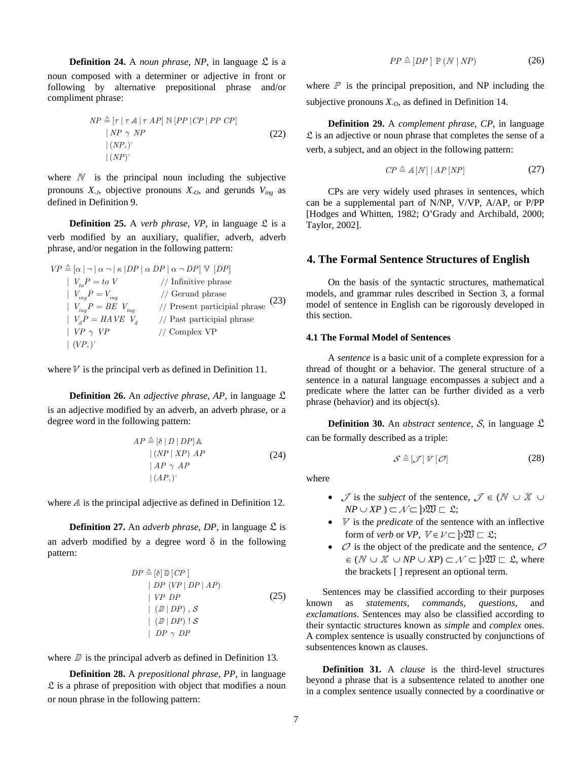**Definition 24.** A *noun phrase*, *NP*, in language $\mathfrak{L}$ is a noun composed with a determiner or adjective in front or following by alternative prepositional phrase and/or compliment phrase:

$$
\begin{aligned}
NP \triangleq & [\tau \mid \tau\ \mathbb{A} \mid \tau\ AP]\ \mathbb{N}\ [PP \mid CP \mid PP\ CP] \\
& \mid NP\ \gamma\ NP \\
& \mid (NP,)^{+} \\
& \mid (NP)^{+}
\end{aligned}
\tag{22}
$$

where $\mathbb{N}$ is the principal noun including the subjective pronouns $X_{-J}$, objective pronouns $X_{-O}$, and gerunds $V_{ing}$ as defined in Definition 9.

**Definition 25.** A *verb phrase*, *VP*, in language $\mathfrak{L}$ is a verb modified by an auxiliary, qualifier, adverb, adverb phrase, and/or negation in the following pattern:

$$
\begin{aligned}
VP \triangleq & [\alpha \mid \neg \mid \alpha \neg \mid \kappa \mid DP \mid \alpha\ DP \mid \alpha \neg DP]\ \mathbb{V}\ [DP] \\
& \mid V_{to}P = to\ V \quad // \text{ Infinitive phrase} \\
& \mid V_{ing}P = V_{ing} \quad // \text{ Gerund phrase} \\
& \mid V_{ing}P = BE\ \ V_{ing} \quad // \text{ Present participial phrase} \\
& \mid V_{d}P = HAVE\ \ V_{d} \quad // \text{ Past participial phrase} \\
& \mid VP\ \gamma\ VP \quad // \text{ Complex VP} \\
& \mid (VP,)^{+}
\end{aligned}
\tag{23}
$$

where $\mathbb{V}$ is the principal verb as defined in Definition 11.

**Definition 26.** An *adjective phrase*, *AP*, in language $\mathfrak{L}$ is an adjective modified by an adverb, an adverb phrase, or a degree word in the following pattern:

$$
\begin{aligned}
AP \triangleq & [\delta \mid D \mid DP]\ \mathbb{A} \\
& \mid (NP \mid XP)\ AP \\
& \mid AP\ \gamma\ AP \\
& \mid (AP,)^{+}
\end{aligned}
\tag{24}
$$

where $\mathbb{A}$ is the principal adjective as defined in Definition 12.

**Definition 27.** An *adverb phrase*, *DP*, in language $\mathfrak{L}$ is an adverb modified by a degree word $\delta$ in the following pattern:

$$
\begin{aligned}
DP \triangleq & [\delta]\ \mathbb{D}\ [CP\ ] \\
& \mid DP\ (VP \mid DP \mid AP) \\
& \mid VP\ \ DP \\
& \mid (\mathbb{D} \mid DP)\ ,\ \mathcal{S} \\
& \mid (\mathbb{D} \mid DP)\ !\ \mathcal{S} \\
& \mid DP\ \gamma\ DP
\end{aligned}
\tag{25}
$$

where $\mathbb{D}$ is the principal adverb as defined in Definition 13.

**Definition 28.** A *prepositional phrase*, *PP*, in language $\mathfrak{L}$ is a phrase of preposition with object that modifies a noun or noun phrase in the following pattern:

$$
PP \triangleq [DP\ ]\ \mathbb{P}\ (\mathbb{N} \mid NP)
\tag{26}
$$

where $\mathbb{P}$ is the principal preposition, and NP including the subjective pronouns $X_{-O}$, as defined in Definition 14.

**Definition 29.** A *complement phrase*, *CP*, in language $\mathfrak{L}$ is an adjective or noun phrase that completes the sense of a verb, a subject, and an object in the following pattern:

$$
CP \triangleq \mathbb{A}\,[\mathbb{N}] \mid AP\,[NP]
\tag{27}
$$

CPs are very widely used phrases in sentences, which can be a supplemental part of N/NP, V/VP, A/AP, or P/PP [Hodges and Whitten, 1982; O'Grady and Archibald, 2000; Taylor, 2002].

## 4. The Formal Sentence Structures of English

On the basis of the syntactic structures, mathematical models, and grammar rules described in Section 3, a formal model of sentence in English can be rigorously developed in this section.

### 4.1 The Formal Model of Sentences

A *sentence* is a basic unit of a complete expression for a thread of thought or a behavior. The general structure of a sentence in a natural language encompasses a subject and a predicate where the latter can be further divided as a verb phrase (behavior) and its object(s).

**Definition 30.** An *abstract sentence*, $\mathcal{S}$, in language $\mathfrak{L}$ can be formally described as a triple:

$$
\mathcal{S} \triangleq [\mathcal{J}]\ \mathbb{V}\ [\mathcal{O}]
\tag{28}
$$

where

- $\mathcal{J}$ is the *subject* of the sentence, $\mathcal{J} \in (\mathbb{N} \cup \mathbb{X} \cup NP \cup XP) \subset \mathcal{N} \subset \mathfrak{p}\mathfrak{W} \sqsubset \mathfrak{L}$;
- $\mathbb{V}$ is the *predicate* of the sentence with an inflective form of *verb* or *VP*, $\mathbb{V} \in \mathcal{V} \subset \mathfrak{p}\mathfrak{W} \sqsubset \mathfrak{L}$;
- $\mathcal{O}$ is the object of the predicate and the sentence, $\mathcal{O} \in (\mathbb{N} \cup \mathbb{X} \cup NP \cup XP) \subset \mathcal{N} \subset \mathfrak{p}\mathfrak{W} \sqsubset \mathfrak{L}$, where the brackets [ ] represent an optional term.

Sentences may be classified according to their purposes known as *statements, commands, questions,* and *exclamations*. Sentences may also be classified according to their syntactic structures known as *simple* and *complex* ones. A complex sentence is usually constructed by conjunctions of subsentences known as clauses.

**Definition 31.** A *clause* is the third-level structures beyond a phrase that is a subsentence related to another one in a complex sentence usually connected by a coordinative or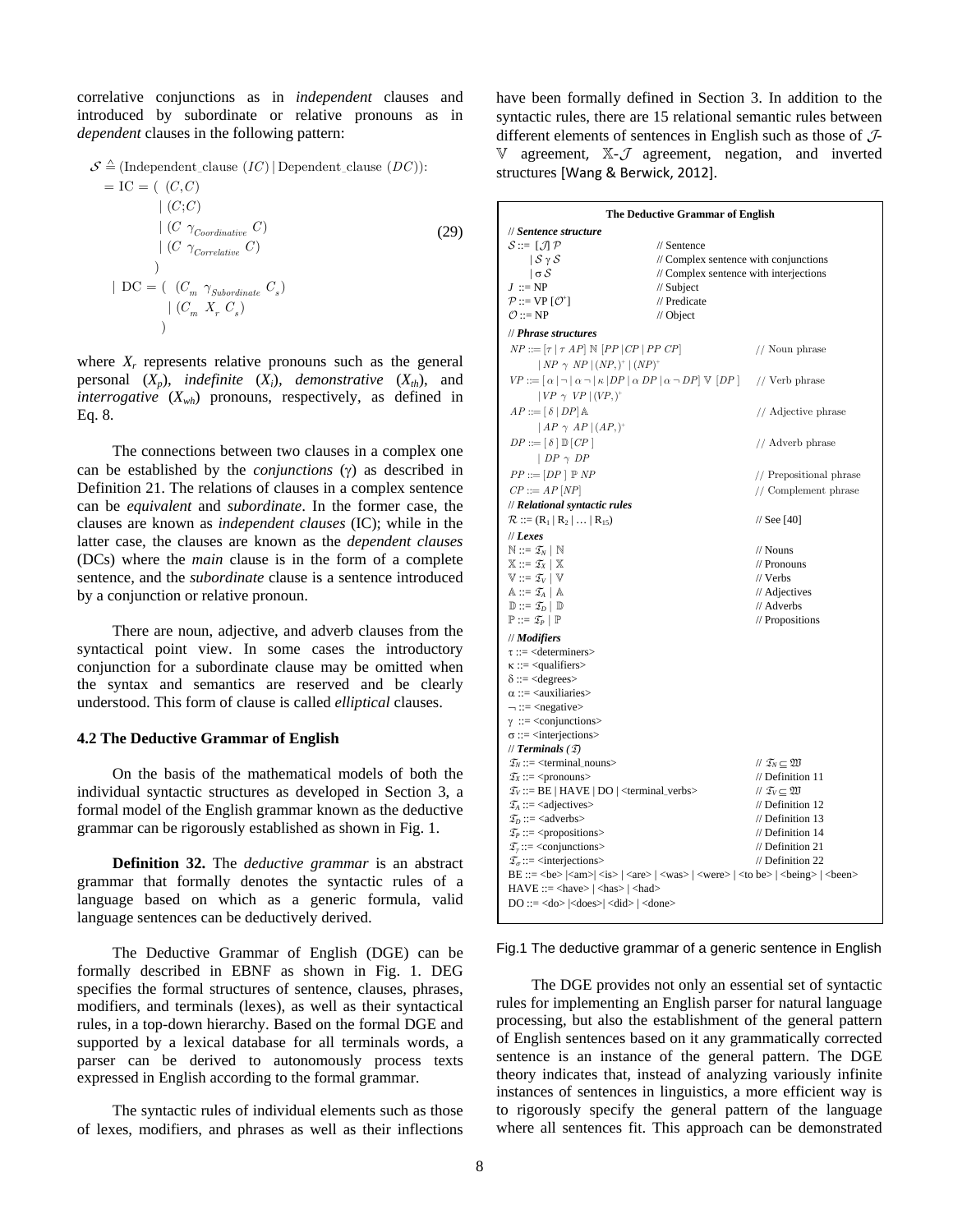correlative conjunctions as in *independent* clauses and introduced by subordinate or relative pronouns as in *dependent* clauses in the following pattern:

$$
\begin{aligned}
\mathcal{S} \triangleq\ & (\text{Independent\_clause } (IC) \,|\, \text{Dependent\_clause } (DC)): \\
=\ & \text{IC} = (\ (C, C) \\
& \quad |\ (C; C) \\
& \quad |\ (C\ \gamma_{Coordinative}\ C) \\
& \quad |\ (C\ \gamma_{Correlative}\ C) \\
& \quad ) \\
|\ & \text{DC} = (\ (C_m\ \gamma_{Subordinate}\ C_s) \\
& \quad |\ (C_m\ X_r\ C_s) \\
& \quad )
\end{aligned}
\tag{29}
$$

where $X_r$ represents relative pronouns such as the general personal ($X_p$), *indefinite* ($X_i$), *demonstrative* ($X_{th}$), and *interrogative* ($X_{wh}$) pronouns, respectively, as defined in Eq. 8.

The connections between two clauses in a complex one can be established by the *conjunctions* (γ) as described in Definition 21. The relations of clauses in a complex sentence can be *equivalent* and *subordinate*. In the former case, the clauses are known as *independent clauses* (IC); while in the latter case, the clauses are known as the *dependent clauses* (DCs) where the *main* clause is in the form of a complete sentence, and the *subordinate* clause is a sentence introduced by a conjunction or relative pronoun.

There are noun, adjective, and adverb clauses from the syntactical point view. In some cases the introductory conjunction for a subordinate clause may be omitted when the syntax and semantics are reserved and be clearly understood. This form of clause is called *elliptical* clauses.

### 4.2 The Deductive Grammar of English

On the basis of the mathematical models of both the individual syntactic structures as developed in Section 3, a formal model of the English grammar known as the deductive grammar can be rigorously established as shown in Fig. 1.

**Definition 32.** The *deductive grammar* is an abstract grammar that formally denotes the syntactic rules of a language based on which as a generic formula, valid language sentences can be deductively derived.

The Deductive Grammar of English (DGE) can be formally described in EBNF as shown in Fig. 1. DEG specifies the formal structures of sentence, clauses, phrases, modifiers, and terminals (lexes), as well as their syntactical rules, in a top-down hierarchy. Based on the formal DGE and supported by a lexical database for all terminals words, a parser can be derived to autonomously process texts expressed in English according to the formal grammar.

The syntactic rules of individual elements such as those of lexes, modifiers, and phrases as well as their inflections have been formally defined in Section 3. In addition to the syntactic rules, there are 15 relational semantic rules between different elements of sentences in English such as those of $\mathcal{J}$-$\mathbb{V}$ agreement, $\mathbb{X}$-$\mathcal{J}$ agreement, negation, and inverted structures [Wang & Berwick, 2012].

**The Deductive Grammar of English**

```
// Sentence structure
S ::= [J] P                              // Sentence
    | S γ S                              // Complex sentence with conjunctions
    | σ S                                // Complex sentence with interjections
J ::= NP                                 // Subject
P ::= VP [O+]                            // Predicate
O ::= NP                                 // Object

// Phrase structures
NP ::= [τ | τ AP] ℕ [PP | CP | PP CP]                        // Noun phrase
     | NP γ NP | (NP,)+ | (NP)+
VP ::= [α | ¬ | α ¬ | κ | DP | α DP | α ¬ DP] 𝕍 [DP]          // Verb phrase
     | VP γ VP | (VP,)+
AP ::= [δ | DP] 𝔸                                            // Adjective phrase
     | AP γ AP | (AP,)+
DP ::= [δ] 𝔻 [CP]                                            // Adverb phrase
     | DP γ DP
PP ::= [DP] ℙ NP                                             // Prepositional phrase
CP ::= AP [NP]                                               // Complement phrase

// Relational syntactic rules
R ::= (R1 | R2 | … | R15)                                    // See [40]

// Lexes
ℕ ::= 𝔗N | ℕ                                                 // Nouns
𝕏 ::= 𝔗X | 𝕏                                                 // Pronouns
𝕍 ::= 𝔗V | 𝕍                                                 // Verbs
𝔸 ::= 𝔗A | 𝔸                                                 // Adjectives
𝔻 ::= 𝔗D | 𝔻                                                 // Adverbs
ℙ ::= 𝔗P | ℙ                                                 // Propositions

// Modifiers
τ ::= <determiners>
κ ::= <qualifiers>
δ ::= <degrees>
α ::= <auxiliaries>
¬ ::= <negative>
γ ::= <conjunctions>
σ ::= <interjections>

// Terminals (𝔗)
𝔗N ::= <terminal_nouns>                                      // 𝔗N ⊆ 𝔚
𝔗X ::= <pronouns>                                            // Definition 11
𝔗V ::= BE | HAVE | DO | <terminal_verbs>                     // 𝔗V ⊆ 𝔚
𝔗A ::= <adjectives>                                          // Definition 12
𝔗D ::= <adverbs>                                             // Definition 13
𝔗P ::= <propositions>                                        // Definition 14
𝔗γ ::= <conjunctions>                                        // Definition 21
𝔗σ ::= <interjections>                                       // Definition 22
BE ::= <be> | <am> | <is> | <are> | <was> | <were> | <to be> | <being> | <been>
HAVE ::= <have> | <has> | <had>
DO ::= <do> | <does> | <did> | <done>
```

Fig.1 The deductive grammar of a generic sentence in English

The DGE provides not only an essential set of syntactic rules for implementing an English parser for natural language processing, but also the establishment of the general pattern of English sentences based on it any grammatically corrected sentence is an instance of the general pattern. The DGE theory indicates that, instead of analyzing variously infinite instances of sentences in linguistics, a more efficient way is to rigorously specify the general pattern of the language where all sentences fit. This approach can be demonstrated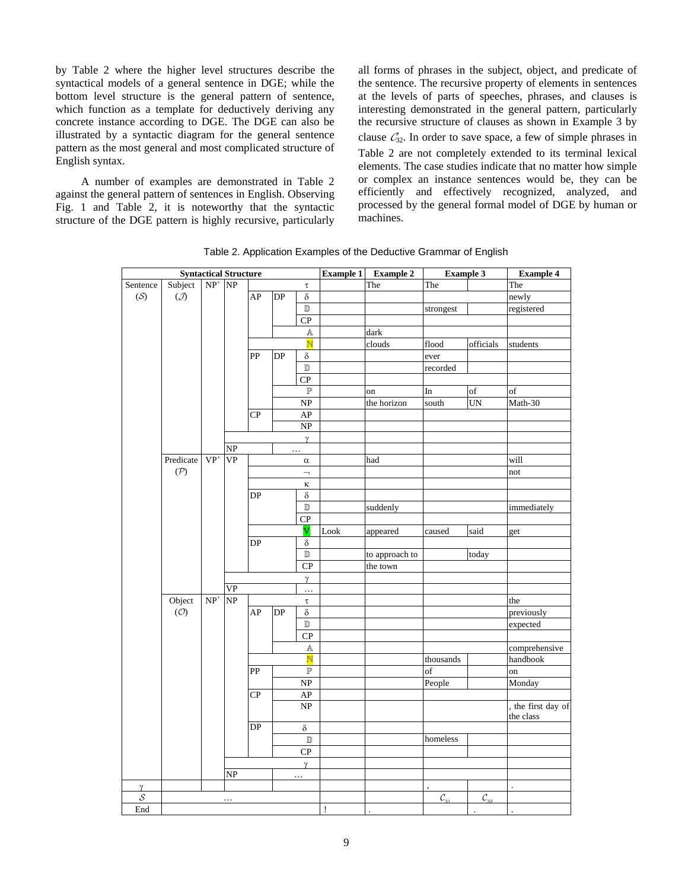by Table 2 where the higher level structures describe the syntactical models of a general sentence in DGE; while the bottom level structure is the general pattern of sentence, which function as a template for deductively deriving any concrete instance according to DGE. The DGE can also be illustrated by a syntactic diagram for the general sentence pattern as the most general and most complicated structure of English syntax.

A number of examples are demonstrated in Table 2 against the general pattern of sentences in English. Observing Fig. 1 and Table 2, it is noteworthy that the syntactic structure of the DGE pattern is highly recursive, particularly all forms of phrases in the subject, object, and predicate of the sentence. The recursive property of elements in sentences at the levels of parts of speeches, phrases, and clauses is interesting demonstrated in the general pattern, particularly the recursive structure of clauses as shown in Example 3 by clause $\mathcal{C}_{32}$. In order to save space, a few of simple phrases in Table 2 are not completely extended to its terminal lexical elements. The case studies indicate that no matter how simple or complex an instance sentences would be, they can be efficiently and effectively recognized, analyzed, and processed by the general formal model of DGE by human or machines.

Table 2. Application Examples of the Deductive Grammar of English

| **Syntactical Structure** | | | | | | | **Example 1** | **Example 2** | **Example 3** | | **Example 4** |
|---|---|---|---|---|---|---|---|---|---|---|---|
| Sentence ($\mathcal{S}$) | Subject ($\mathcal{J}$) | NP$^+$ | NP | | | $\tau$ | | The | The | | The |
| | | | | AP | DP | $\delta$ | | | | | newly |
| | | | | | | $\mathbb{D}$ | | | strongest | | registered |
| | | | | | | CP | | | | | |
| | | | | | | $\mathbb{A}$ | | dark | | | |
| | | | | | | $\mathbb{N}$ | | clouds | flood | officials | students |
| | | | | PP | DP | $\delta$ | | | ever | | |
| | | | | | | $\mathbb{D}$ | | | recorded | | |
| | | | | | | CP | | | | | |
| | | | | | | $\mathbb{P}$ | | on | In | of | of |
| | | | | | | NP | | the horizon | south | UN | Math-30 |
| | | | | CP | | AP | | | | | |
| | | | | | | NP | | | | | |
| | | | | | | $\gamma$ | | | | | |
| | | | NP | | | … | | | | | |
| | Predicate ($\mathcal{P}$) | VP$^+$ | VP | | | $\alpha$ | | had | | | will |
| | | | | | | $\neg$ | | | | | not |
| | | | | | | $\kappa$ | | | | | |
| | | | | DP | | $\delta$ | | | | | |
| | | | | | | $\mathbb{D}$ | | suddenly | | | immediately |
| | | | | | | CP | | | | | |
| | | | | | | $\mathbb{V}$ | Look | appeared | caused | said | get |
| | | | | DP | | $\delta$ | | | | | |
| | | | | | | $\mathbb{D}$ | | to approach to | | today | |
| | | | | | | CP | | the town | | | |
| | | | | | | $\gamma$ | | | | | |
| | | | VP | | | … | | | | | |
| | Object ($\mathcal{O}$) | NP$^+$ | NP | | | $\tau$ | | | | | the |
| | | | | AP | DP | $\delta$ | | | | | previously |
| | | | | | | $\mathbb{D}$ | | | | | expected |
| | | | | | | CP | | | | | |
| | | | | | | $\mathbb{A}$ | | | | | comprehensive |
| | | | | | | $\mathbb{N}$ | | | thousands | | handbook |
| | | | | PP | | $\mathbb{P}$ | | | of | | on |
| | | | | | | NP | | | People | | Monday |
| | | | | CP | | AP | | | | | |
| | | | | | | NP | | | | | , the first day of the class |
| | | | | DP | | $\delta$ | | | | | |
| | | | | | | $\mathbb{D}$ | | | homeless | | |
| | | | | | | CP | | | | | |
| | | | | | | $\gamma$ | | | | | |
| | | | NP | | | … | | | | | |
| $\gamma$ | | | | | | | | | , | | . |
| $\mathcal{S}$ | | | … | | | | | | $\mathcal{C}_{31}$ | $\mathcal{C}_{32}$ | |
| End | | | | | | | ! | . | | . | . |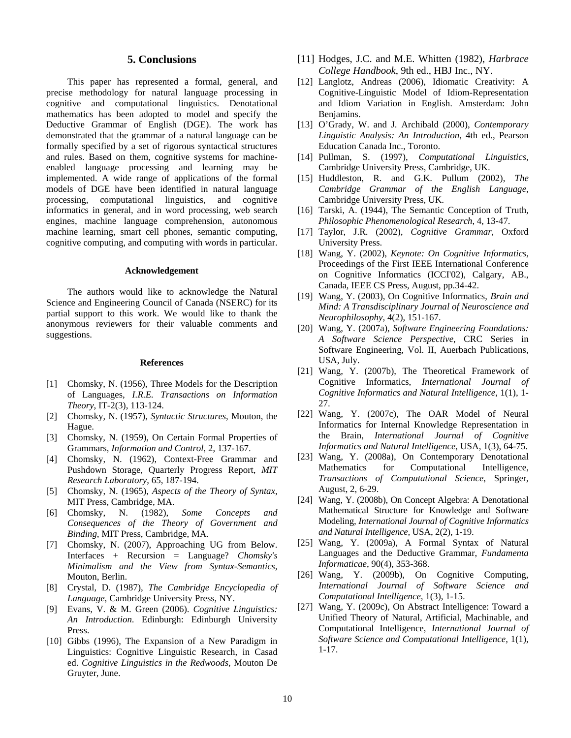## 5. Conclusions

This paper has represented a formal, general, and precise methodology for natural language processing in cognitive and computational linguistics. Denotational mathematics has been adopted to model and specify the Deductive Grammar of English (DGE). The work has demonstrated that the grammar of a natural language can be formally specified by a set of rigorous syntactical structures and rules. Based on them, cognitive systems for machine-enabled language processing and learning may be implemented. A wide range of applications of the formal models of DGE have been identified in natural language processing, computational linguistics, and cognitive informatics in general, and in word processing, web search engines, machine language comprehension, autonomous machine learning, smart cell phones, semantic computing, cognitive computing, and computing with words in particular.

#### Acknowledgement

The authors would like to acknowledge the Natural Science and Engineering Council of Canada (NSERC) for its partial support to this work. We would like to thank the anonymous reviewers for their valuable comments and suggestions.

#### References

[1] Chomsky, N. (1956), Three Models for the Description of Languages, *I.R.E. Transactions on Information Theory*, IT-2(3), 113-124.

[2] Chomsky, N. (1957), *Syntactic Structures*, Mouton, the Hague.

[3] Chomsky, N. (1959), On Certain Formal Properties of Grammars, *Information and Control,* 2, 137-167.

[4] Chomsky, N. (1962), Context-Free Grammar and Pushdown Storage, Quarterly Progress Report, *MIT Research Laboratory*, 65, 187-194.

[5] Chomsky, N. (1965), *Aspects of the Theory of Syntax*, MIT Press, Cambridge, MA.

[6] Chomsky, N. (1982), *Some Concepts and Consequences of the Theory of Government and Binding*, MIT Press, Cambridge, MA.

[7] Chomsky, N. (2007), Approaching UG from Below. Interfaces + Recursion = Language? *Chomsky's Minimalism and the View from Syntax-Semantics*, Mouton, Berlin.

[8] Crystal, D. (1987), *The Cambridge Encyclopedia of Language*, Cambridge University Press, NY.

[9] Evans, V. & M. Green (2006). *Cognitive Linguistics: An Introduction*. Edinburgh: Edinburgh University Press.

[10] Gibbs (1996), The Expansion of a New Paradigm in Linguistics: Cognitive Linguistic Research, in Casad ed. *Cognitive Linguistics in the Redwoods*, Mouton De Gruyter, June.

[11] Hodges, J.C. and M.E. Whitten (1982), *Harbrace College Handbook*, 9th ed., HBJ Inc., NY.

[12] Langlotz, Andreas (2006), Idiomatic Creativity: A Cognitive-Linguistic Model of Idiom-Representation and Idiom Variation in English. Amsterdam: John Benjamins.

[13] O'Grady, W. and J. Archibald (2000), *Contemporary Linguistic Analysis: An Introduction*, 4th ed., Pearson Education Canada Inc., Toronto.

[14] Pullman, S. (1997), *Computational Linguistics*, Cambridge University Press, Cambridge, UK.

[15] Huddleston, R. and G.K. Pullum (2002), *The Cambridge Grammar of the English Language*, Cambridge University Press, UK.

[16] Tarski, A. (1944), The Semantic Conception of Truth, *Philosophic Phenomenological Research*, 4, 13-47.

[17] Taylor, J.R. (2002), *Cognitive Grammar*, Oxford University Press.

[18] Wang, Y. (2002), *Keynote: On Cognitive Informatics,* Proceedings of the First IEEE International Conference on Cognitive Informatics (ICCI'02), Calgary, AB., Canada, IEEE CS Press, August, pp.34-42.

[19] Wang, Y. (2003), On Cognitive Informatics, *Brain and Mind: A Transdisciplinary Journal of Neuroscience and Neurophilosophy*, 4(2), 151-167.

[20] Wang, Y. (2007a), *Software Engineering Foundations: A Software Science Perspective*, CRC Series in Software Engineering, Vol. II, Auerbach Publications, USA, July.

[21] Wang, Y. (2007b), The Theoretical Framework of Cognitive Informatics, *International Journal of Cognitive Informatics and Natural Intelligence*, 1(1), 1-27.

[22] Wang, Y. (2007c), The OAR Model of Neural Informatics for Internal Knowledge Representation in the Brain, *International Journal of Cognitive Informatics and Natural Intelligence*, USA, 1(3), 64-75.

[23] Wang, Y. (2008a), On Contemporary Denotational Mathematics for Computational Intelligence, *Transactions of Computational Science*, Springer, August, 2, 6-29.

[24] Wang, Y. (2008b), On Concept Algebra: A Denotational Mathematical Structure for Knowledge and Software Modeling, *International Journal of Cognitive Informatics and Natural Intelligence,* USA, 2(2), 1-19.

[25] Wang, Y. (2009a), A Formal Syntax of Natural Languages and the Deductive Grammar, *Fundamenta Informaticae*, 90(4), 353-368.

[26] Wang, Y. (2009b), On Cognitive Computing, *International Journal of Software Science and Computational Intelligence*, 1(3), 1-15.

[27] Wang, Y. (2009c), On Abstract Intelligence: Toward a Unified Theory of Natural, Artificial, Machinable, and Computational Intelligence, *International Journal of Software Science and Computational Intelligence,* 1(1), 1-17.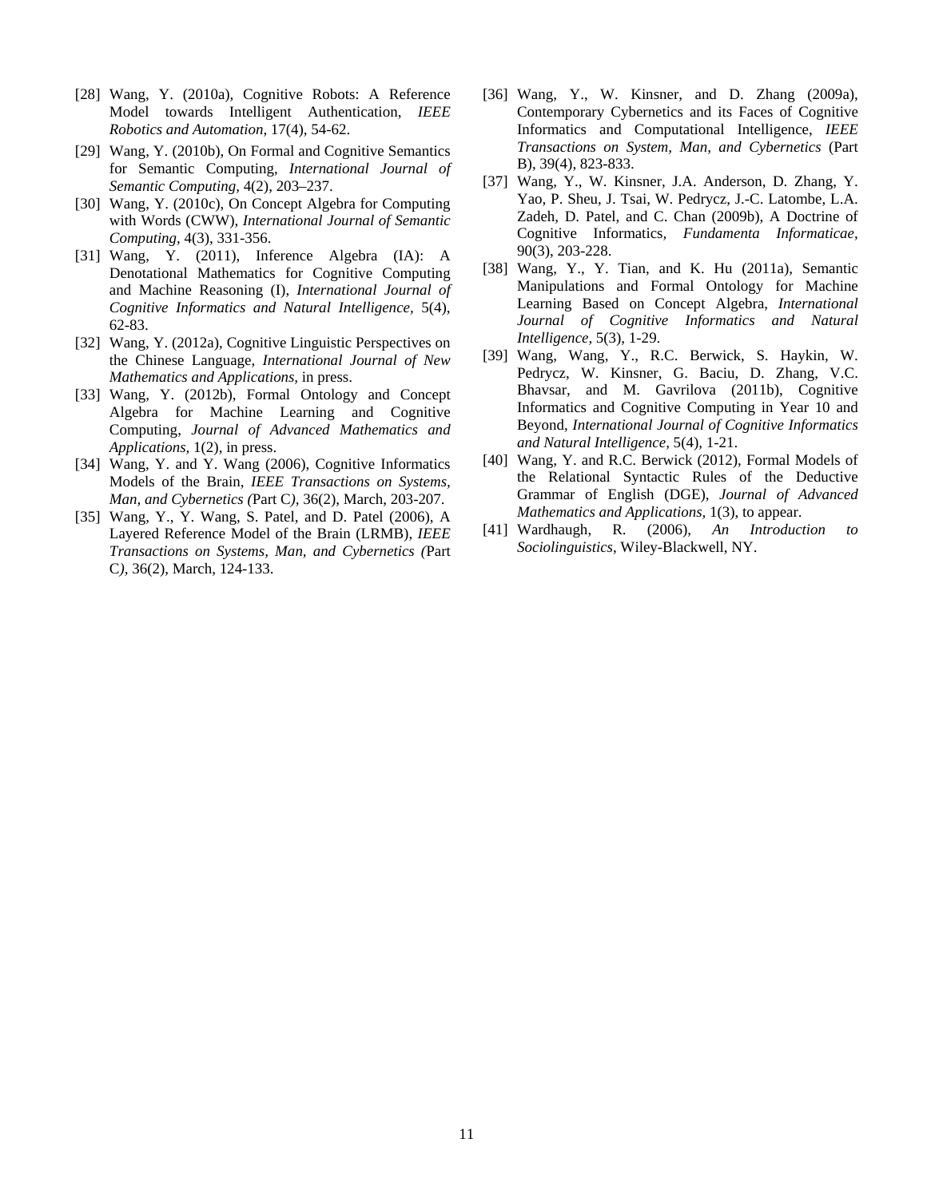[28] Wang, Y. (2010a), Cognitive Robots: A Reference Model towards Intelligent Authentication, *IEEE Robotics and Automation*, 17(4), 54-62.

[29] Wang, Y. (2010b), On Formal and Cognitive Semantics for Semantic Computing, *International Journal of Semantic Computing*, 4(2), 203–237.

[30] Wang, Y. (2010c), On Concept Algebra for Computing with Words (CWW), *International Journal of Semantic Computing*, 4(3), 331-356.

[31] Wang, Y. (2011), Inference Algebra (IA): A Denotational Mathematics for Cognitive Computing and Machine Reasoning (I), *International Journal of Cognitive Informatics and Natural Intelligence*, 5(4), 62-83.

[32] Wang, Y. (2012a), Cognitive Linguistic Perspectives on the Chinese Language, *International Journal of New Mathematics and Applications*, in press.

[33] Wang, Y. (2012b), Formal Ontology and Concept Algebra for Machine Learning and Cognitive Computing, *Journal of Advanced Mathematics and Applications*, 1(2), in press.

[34] Wang, Y. and Y. Wang (2006), Cognitive Informatics Models of the Brain, *IEEE Transactions on Systems, Man, and Cybernetics (*Part C*)*, 36(2), March, 203-207.

[35] Wang, Y., Y. Wang, S. Patel, and D. Patel (2006), A Layered Reference Model of the Brain (LRMB), *IEEE Transactions on Systems, Man, and Cybernetics (*Part C*)*, 36(2), March, 124-133.

[36] Wang, Y., W. Kinsner, and D. Zhang (2009a), Contemporary Cybernetics and its Faces of Cognitive Informatics and Computational Intelligence, *IEEE Transactions on System, Man, and Cybernetics* (Part B), 39(4), 823-833.

[37] Wang, Y., W. Kinsner, J.A. Anderson, D. Zhang, Y. Yao, P. Sheu, J. Tsai, W. Pedrycz, J.-C. Latombe, L.A. Zadeh, D. Patel, and C. Chan (2009b), A Doctrine of Cognitive Informatics, *Fundamenta Informaticae*, 90(3), 203-228.

[38] Wang, Y., Y. Tian, and K. Hu (2011a), Semantic Manipulations and Formal Ontology for Machine Learning Based on Concept Algebra, *International Journal of Cognitive Informatics and Natural Intelligence*, 5(3), 1-29.

[39] Wang, Wang, Y., R.C. Berwick, S. Haykin, W. Pedrycz, W. Kinsner, G. Baciu, D. Zhang, V.C. Bhavsar, and M. Gavrilova (2011b), Cognitive Informatics and Cognitive Computing in Year 10 and Beyond, *International Journal of Cognitive Informatics and Natural Intelligence*, 5(4), 1-21.

[40] Wang, Y. and R.C. Berwick (2012), Formal Models of the Relational Syntactic Rules of the Deductive Grammar of English (DGE), *Journal of Advanced Mathematics and Applications*, 1(3), to appear.

[41] Wardhaugh, R. (2006), *An Introduction to Sociolinguistics*, Wiley-Blackwell, NY.